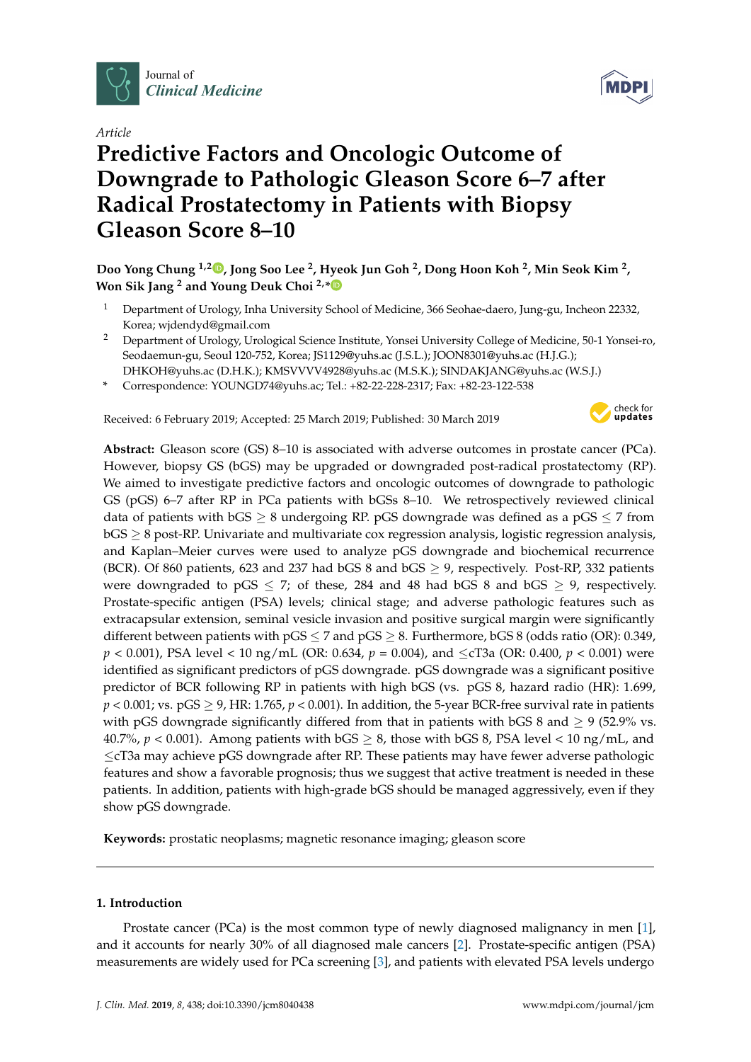Article

# Predictive Factors and Oncologic Outcome of Downgrade to Pathologic Gleason Score 6–7 after Radical Prostatectomy in Patients with Biopsy Gleason Score 8–10

**Doo Yong Chung [1,2], Jong Soo Lee [2], Hyeok Jun Goh [2], Dong Hoon Koh [2], Min Seok Kim [2], Won Sik Jang [2] and Young Deuk Choi [2,*]**

[1] Department of Urology, Inha University School of Medicine, 366 Seohae-daero, Jung-gu, Incheon 22332, Korea; wjdendyd@gmail.com

[2] Department of Urology, Urological Science Institute, Yonsei University College of Medicine, 50-1 Yonsei-ro, Seodaemun-gu, Seoul 120-752, Korea; JS1129@yuhs.ac (J.S.L.); JOON8301@yuhs.ac (H.J.G.); DHKOH@yuhs.ac (D.H.K.); KMSVVVV4928@yuhs.ac (M.S.K.); SINDAKJANG@yuhs.ac (W.S.J.)

[*] Correspondence: YOUNGD74@yuhs.ac; Tel.: +82-22-228-2317; Fax: +82-23-122-538

Received: 6 February 2019; Accepted: 25 March 2019; Published: 30 March 2019

**Abstract:** Gleason score (GS) 8–10 is associated with adverse outcomes in prostate cancer (PCa). However, biopsy GS (bGS) may be upgraded or downgraded post-radical prostatectomy (RP). We aimed to investigate predictive factors and oncologic outcomes of downgrade to pathologic GS (pGS) 6–7 after RP in PCa patients with bGSs 8–10. We retrospectively reviewed clinical data of patients with bGS $\geq$ 8 undergoing RP. pGS downgrade was defined as a pGS $\leq$ 7 from bGS $\geq$ 8 post-RP. Univariate and multivariate cox regression analysis, logistic regression analysis, and Kaplan–Meier curves were used to analyze pGS downgrade and biochemical recurrence (BCR). Of 860 patients, 623 and 237 had bGS 8 and bGS $\geq$ 9, respectively. Post-RP, 332 patients were downgraded to pGS $\leq$ 7; of these, 284 and 48 had bGS 8 and bGS $\geq$ 9, respectively. Prostate-specific antigen (PSA) levels; clinical stage; and adverse pathologic features such as extracapsular extension, seminal vesicle invasion and positive surgical margin were significantly different between patients with pGS $\leq$ 7 and pGS $\geq$ 8. Furthermore, bGS 8 (odds ratio (OR): 0.349, $p < 0.001$), PSA level < 10 ng/mL (OR: 0.634, $p = 0.004$), and $\leq$cT3a (OR: 0.400, $p < 0.001$) were identified as significant predictors of pGS downgrade. pGS downgrade was a significant positive predictor of BCR following RP in patients with high bGS (vs. pGS 8, hazard radio (HR): 1.699, $p < 0.001$; vs. pGS $\geq$ 9, HR: 1.765, $p < 0.001$). In addition, the 5-year BCR-free survival rate in patients with pGS downgrade significantly differed from that in patients with bGS 8 and $\geq$ 9 (52.9% vs. 40.7%, $p < 0.001$). Among patients with bGS $\geq$ 8, those with bGS 8, PSA level < 10 ng/mL, and $\leq$cT3a may achieve pGS downgrade after RP. These patients may have fewer adverse pathologic features and show a favorable prognosis; thus we suggest that active treatment is needed in these patients. In addition, patients with high-grade bGS should be managed aggressively, even if they show pGS downgrade.

**Keywords:** prostatic neoplasms; magnetic resonance imaging; gleason score

## 1. Introduction

Prostate cancer (PCa) is the most common type of newly diagnosed malignancy in men [1], and it accounts for nearly 30% of all diagnosed male cancers [2]. Prostate-specific antigen (PSA) measurements are widely used for PCa screening [3], and patients with elevated PSA levels undergo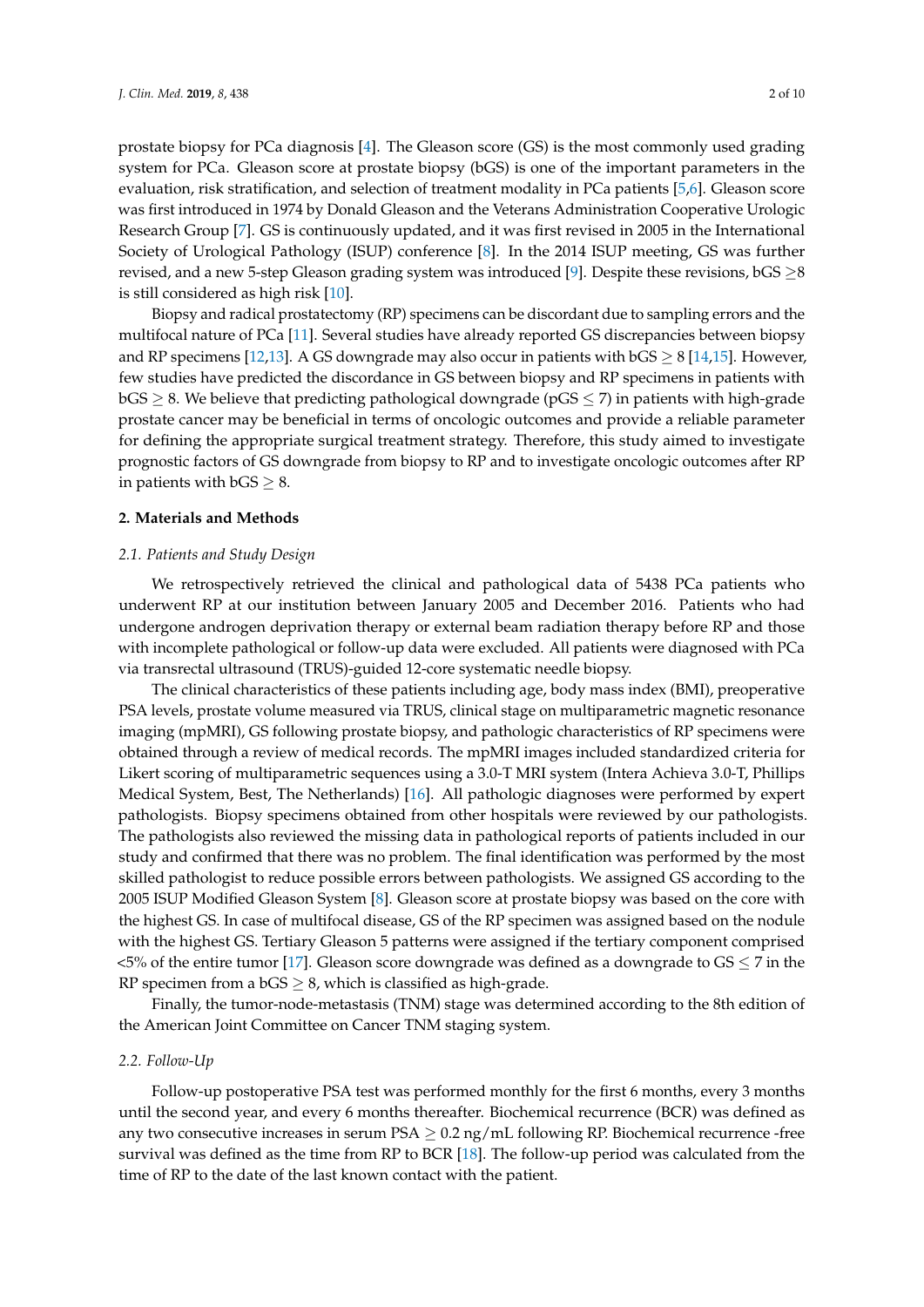prostate biopsy for PCa diagnosis [4]. The Gleason score (GS) is the most commonly used grading system for PCa. Gleason score at prostate biopsy (bGS) is one of the important parameters in the evaluation, risk stratification, and selection of treatment modality in PCa patients [5,6]. Gleason score was first introduced in 1974 by Donald Gleason and the Veterans Administration Cooperative Urologic Research Group [7]. GS is continuously updated, and it was first revised in 2005 in the International Society of Urological Pathology (ISUP) conference [8]. In the 2014 ISUP meeting, GS was further revised, and a new 5-step Gleason grading system was introduced [9]. Despite these revisions, bGS $\geq$8 is still considered as high risk [10].

Biopsy and radical prostatectomy (RP) specimens can be discordant due to sampling errors and the multifocal nature of PCa [11]. Several studies have already reported GS discrepancies between biopsy and RP specimens [12,13]. A GS downgrade may also occur in patients with bGS $\geq$ 8 [14,15]. However, few studies have predicted the discordance in GS between biopsy and RP specimens in patients with bGS $\geq$ 8. We believe that predicting pathological downgrade (pGS $\leq$ 7) in patients with high-grade prostate cancer may be beneficial in terms of oncologic outcomes and provide a reliable parameter for defining the appropriate surgical treatment strategy. Therefore, this study aimed to investigate prognostic factors of GS downgrade from biopsy to RP and to investigate oncologic outcomes after RP in patients with bGS $\geq$ 8.

## 2. Materials and Methods

### *2.1. Patients and Study Design*

We retrospectively retrieved the clinical and pathological data of 5438 PCa patients who underwent RP at our institution between January 2005 and December 2016. Patients who had undergone androgen deprivation therapy or external beam radiation therapy before RP and those with incomplete pathological or follow-up data were excluded. All patients were diagnosed with PCa via transrectal ultrasound (TRUS)-guided 12-core systematic needle biopsy.

The clinical characteristics of these patients including age, body mass index (BMI), preoperative PSA levels, prostate volume measured via TRUS, clinical stage on multiparametric magnetic resonance imaging (mpMRI), GS following prostate biopsy, and pathologic characteristics of RP specimens were obtained through a review of medical records. The mpMRI images included standardized criteria for Likert scoring of multiparametric sequences using a 3.0-T MRI system (Intera Achieva 3.0-T, Phillips Medical System, Best, The Netherlands) [16]. All pathologic diagnoses were performed by expert pathologists. Biopsy specimens obtained from other hospitals were reviewed by our pathologists. The pathologists also reviewed the missing data in pathological reports of patients included in our study and confirmed that there was no problem. The final identification was performed by the most skilled pathologist to reduce possible errors between pathologists. We assigned GS according to the 2005 ISUP Modified Gleason System [8]. Gleason score at prostate biopsy was based on the core with the highest GS. In case of multifocal disease, GS of the RP specimen was assigned based on the nodule with the highest GS. Tertiary Gleason 5 patterns were assigned if the tertiary component comprised <5% of the entire tumor [17]. Gleason score downgrade was defined as a downgrade to GS $\leq$ 7 in the RP specimen from a bGS $\geq$ 8, which is classified as high-grade.

Finally, the tumor-node-metastasis (TNM) stage was determined according to the 8th edition of the American Joint Committee on Cancer TNM staging system.

### *2.2. Follow-Up*

Follow-up postoperative PSA test was performed monthly for the first 6 months, every 3 months until the second year, and every 6 months thereafter. Biochemical recurrence (BCR) was defined as any two consecutive increases in serum PSA $\geq$ 0.2 ng/mL following RP. Biochemical recurrence -free survival was defined as the time from RP to BCR [18]. The follow-up period was calculated from the time of RP to the date of the last known contact with the patient.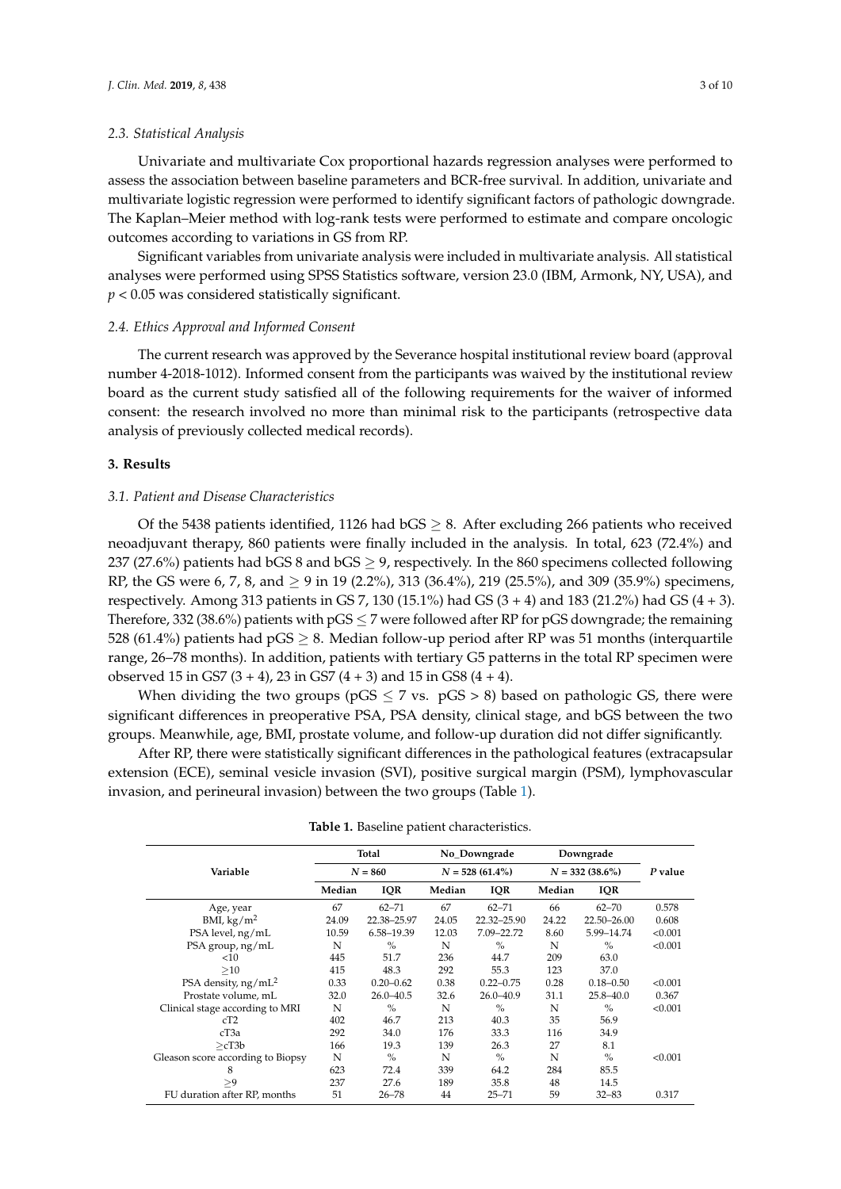### 2.3. Statistical Analysis

Univariate and multivariate Cox proportional hazards regression analyses were performed to assess the association between baseline parameters and BCR-free survival. In addition, univariate and multivariate logistic regression were performed to identify significant factors of pathologic downgrade. The Kaplan–Meier method with log-rank tests were performed to estimate and compare oncologic outcomes according to variations in GS from RP.

Significant variables from univariate analysis were included in multivariate analysis. All statistical analyses were performed using SPSS Statistics software, version 23.0 (IBM, Armonk, NY, USA), and $p < 0.05$ was considered statistically significant.

### 2.4. Ethics Approval and Informed Consent

The current research was approved by the Severance hospital institutional review board (approval number 4-2018-1012). Informed consent from the participants was waived by the institutional review board as the current study satisfied all of the following requirements for the waiver of informed consent: the research involved no more than minimal risk to the participants (retrospective data analysis of previously collected medical records).

## 3. Results

### 3.1. Patient and Disease Characteristics

Of the 5438 patients identified, 1126 had bGS $\geq$ 8. After excluding 266 patients who received neoadjuvant therapy, 860 patients were finally included in the analysis. In total, 623 (72.4%) and 237 (27.6%) patients had bGS 8 and bGS $\geq$ 9, respectively. In the 860 specimens collected following RP, the GS were 6, 7, 8, and $\geq$ 9 in 19 (2.2%), 313 (36.4%), 219 (25.5%), and 309 (35.9%) specimens, respectively. Among 313 patients in GS 7, 130 (15.1%) had GS (3 + 4) and 183 (21.2%) had GS (4 + 3). Therefore, 332 (38.6%) patients with pGS $\leq$ 7 were followed after RP for pGS downgrade; the remaining 528 (61.4%) patients had pGS $\geq$ 8. Median follow-up period after RP was 51 months (interquartile range, 26–78 months). In addition, patients with tertiary G5 patterns in the total RP specimen were observed 15 in GS7 (3 + 4), 23 in GS7 (4 + 3) and 15 in GS8 (4 + 4).

When dividing the two groups (pGS $\leq$ 7 vs. pGS > 8) based on pathologic GS, there were significant differences in preoperative PSA, PSA density, clinical stage, and bGS between the two groups. Meanwhile, age, BMI, prostate volume, and follow-up duration did not differ significantly.

After RP, there were statistically significant differences in the pathological features (extracapsular extension (ECE), seminal vesicle invasion (SVI), positive surgical margin (PSM), lymphovascular invasion, and perineural invasion) between the two groups (Table 1).

**Table 1.** Baseline patient characteristics.

| Variable | Total | | No_Downgrade | | Downgrade | | *P* value |
|---|---|---|---|---|---|---|---|
| | $N$ = 860 | | $N$ = 528 (61.4%) | | $N$ = 332 (38.6%) | | |
| | Median | IQR | Median | IQR | Median | IQR | |
| Age, year | 67 | 62–71 | 67 | 62–71 | 66 | 62–70 | 0.578 |
| BMI, kg/m$^2$ | 24.09 | 22.38–25.97 | 24.05 | 22.32–25.90 | 24.22 | 22.50–26.00 | 0.608 |
| PSA level, ng/mL | 10.59 | 6.58–19.39 | 12.03 | 7.09–22.72 | 8.60 | 5.99–14.74 | <0.001 |
| PSA group, ng/mL | N | % | N | % | N | % | <0.001 |
| <10 | 445 | 51.7 | 236 | 44.7 | 209 | 63.0 | |
| ≥10 | 415 | 48.3 | 292 | 55.3 | 123 | 37.0 | |
| PSA density, ng/mL$^2$ | 0.33 | 0.20–0.62 | 0.38 | 0.22–0.75 | 0.28 | 0.18–0.50 | <0.001 |
| Prostate volume, mL | 32.0 | 26.0–40.5 | 32.6 | 26.0–40.9 | 31.1 | 25.8–40.0 | 0.367 |
| Clinical stage according to MRI | N | % | N | % | N | % | <0.001 |
| cT2 | 402 | 46.7 | 213 | 40.3 | 35 | 56.9 | |
| cT3a | 292 | 34.0 | 176 | 33.3 | 116 | 34.9 | |
| ≥cT3b | 166 | 19.3 | 139 | 26.3 | 27 | 8.1 | |
| Gleason score according to Biopsy | N | % | N | % | N | % | <0.001 |
| 8 | 623 | 72.4 | 339 | 64.2 | 284 | 85.5 | |
| ≥9 | 237 | 27.6 | 189 | 35.8 | 48 | 14.5 | |
| FU duration after RP, months | 51 | 26–78 | 44 | 25–71 | 59 | 32–83 | 0.317 |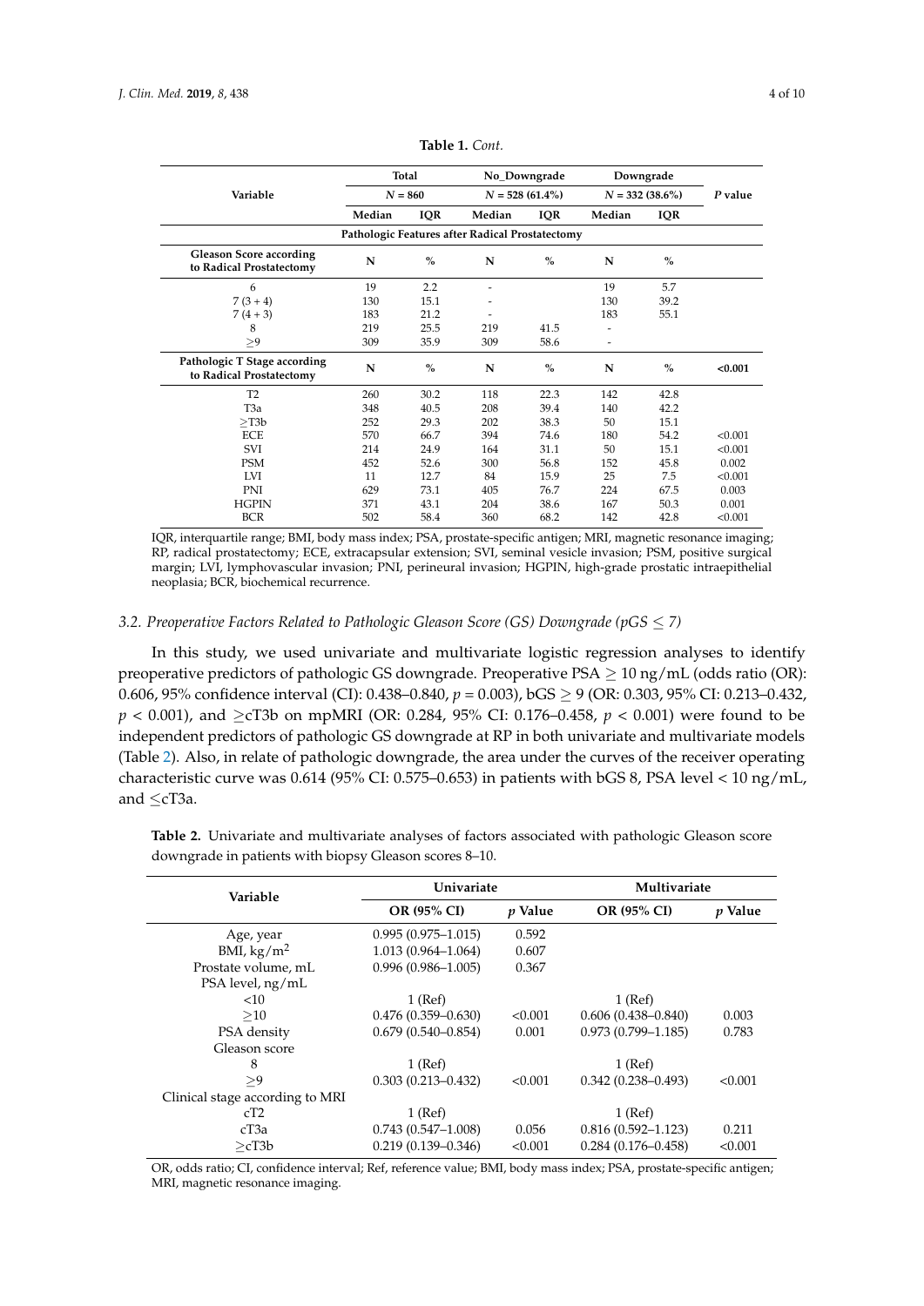**Table 1.** *Cont.*

| Variable | Total | | No_Downgrade | | Downgrade | | P value |
|---|---|---|---|---|---|---|---|
| | N = 860 | | N = 528 (61.4%) | | N = 332 (38.6%) | | |
| | Median | IQR | Median | IQR | Median | IQR | |
| **Pathologic Features after Radical Prostatectomy** | | | | | | | |
| **Gleason Score according to Radical Prostatectomy** | **N** | **%** | **N** | **%** | **N** | **%** | |
| 6 | 19 | 2.2 | - | | 19 | 5.7 | |
| 7 (3 + 4) | 130 | 15.1 | - | | 130 | 39.2 | |
| 7 (4 + 3) | 183 | 21.2 | - | | 183 | 55.1 | |
| 8 | 219 | 25.5 | 219 | 41.5 | - | | |
| ≥9 | 309 | 35.9 | 309 | 58.6 | - | | |
| **Pathologic T Stage according to Radical Prostatectomy** | **N** | **%** | **N** | **%** | **N** | **%** | **<0.001** |
| T2 | 260 | 30.2 | 118 | 22.3 | 142 | 42.8 | |
| T3a | 348 | 40.5 | 208 | 39.4 | 140 | 42.2 | |
| ≥T3b | 252 | 29.3 | 202 | 38.3 | 50 | 15.1 | |
| ECE | 570 | 66.7 | 394 | 74.6 | 180 | 54.2 | <0.001 |
| SVI | 214 | 24.9 | 164 | 31.1 | 50 | 15.1 | <0.001 |
| PSM | 452 | 52.6 | 300 | 56.8 | 152 | 45.8 | 0.002 |
| LVI | 11 | 12.7 | 84 | 15.9 | 25 | 7.5 | <0.001 |
| PNI | 629 | 73.1 | 405 | 76.7 | 224 | 67.5 | 0.003 |
| HGPIN | 371 | 43.1 | 204 | 38.6 | 167 | 50.3 | 0.001 |
| BCR | 502 | 58.4 | 360 | 68.2 | 142 | 42.8 | <0.001 |

IQR, interquartile range; BMI, body mass index; PSA, prostate-specific antigen; MRI, magnetic resonance imaging; RP, radical prostatectomy; ECE, extracapsular extension; SVI, seminal vesicle invasion; PSM, positive surgical margin; LVI, lymphovascular invasion; PNI, perineural invasion; HGPIN, high-grade prostatic intraepithelial neoplasia; BCR, biochemical recurrence.

### *3.2. Preoperative Factors Related to Pathologic Gleason Score (GS) Downgrade (pGS ≤ 7)*

In this study, we used univariate and multivariate logistic regression analyses to identify preoperative predictors of pathologic GS downgrade. Preoperative PSA ≥ 10 ng/mL (odds ratio (OR): 0.606, 95% confidence interval (CI): 0.438–0.840, $p = 0.003$), bGS ≥ 9 (OR: 0.303, 95% CI: 0.213–0.432, $p < 0.001$), and ≥cT3b on mpMRI (OR: 0.284, 95% CI: 0.176–0.458, $p < 0.001$) were found to be independent predictors of pathologic GS downgrade at RP in both univariate and multivariate models (Table 2). Also, in relate of pathologic downgrade, the area under the curves of the receiver operating characteristic curve was 0.614 (95% CI: 0.575–0.653) in patients with bGS 8, PSA level < 10 ng/mL, and ≤cT3a.

**Table 2.** Univariate and multivariate analyses of factors associated with pathologic Gleason score downgrade in patients with biopsy Gleason scores 8–10.

| Variable | Univariate | | Multivariate | |
|---|---|---|---|---|
| | **OR (95% CI)** | ***p* Value** | **OR (95% CI)** | ***p* Value** |
| Age, year | 0.995 (0.975–1.015) | 0.592 | | |
| BMI, kg/m$^2$ | 1.013 (0.964–1.064) | 0.607 | | |
| Prostate volume, mL | 0.996 (0.986–1.005) | 0.367 | | |
| PSA level, ng/mL | | | | |
| <10 | 1 (Ref) | | 1 (Ref) | |
| ≥10 | 0.476 (0.359–0.630) | <0.001 | 0.606 (0.438–0.840) | 0.003 |
| PSA density | 0.679 (0.540–0.854) | 0.001 | 0.973 (0.799–1.185) | 0.783 |
| Gleason score | | | | |
| 8 | 1 (Ref) | | 1 (Ref) | |
| ≥9 | 0.303 (0.213–0.432) | <0.001 | 0.342 (0.238–0.493) | <0.001 |
| Clinical stage according to MRI | | | | |
| cT2 | 1 (Ref) | | 1 (Ref) | |
| cT3a | 0.743 (0.547–1.008) | 0.056 | 0.816 (0.592–1.123) | 0.211 |
| ≥cT3b | 0.219 (0.139–0.346) | <0.001 | 0.284 (0.176–0.458) | <0.001 |

OR, odds ratio; CI, confidence interval; Ref, reference value; BMI, body mass index; PSA, prostate-specific antigen; MRI, magnetic resonance imaging.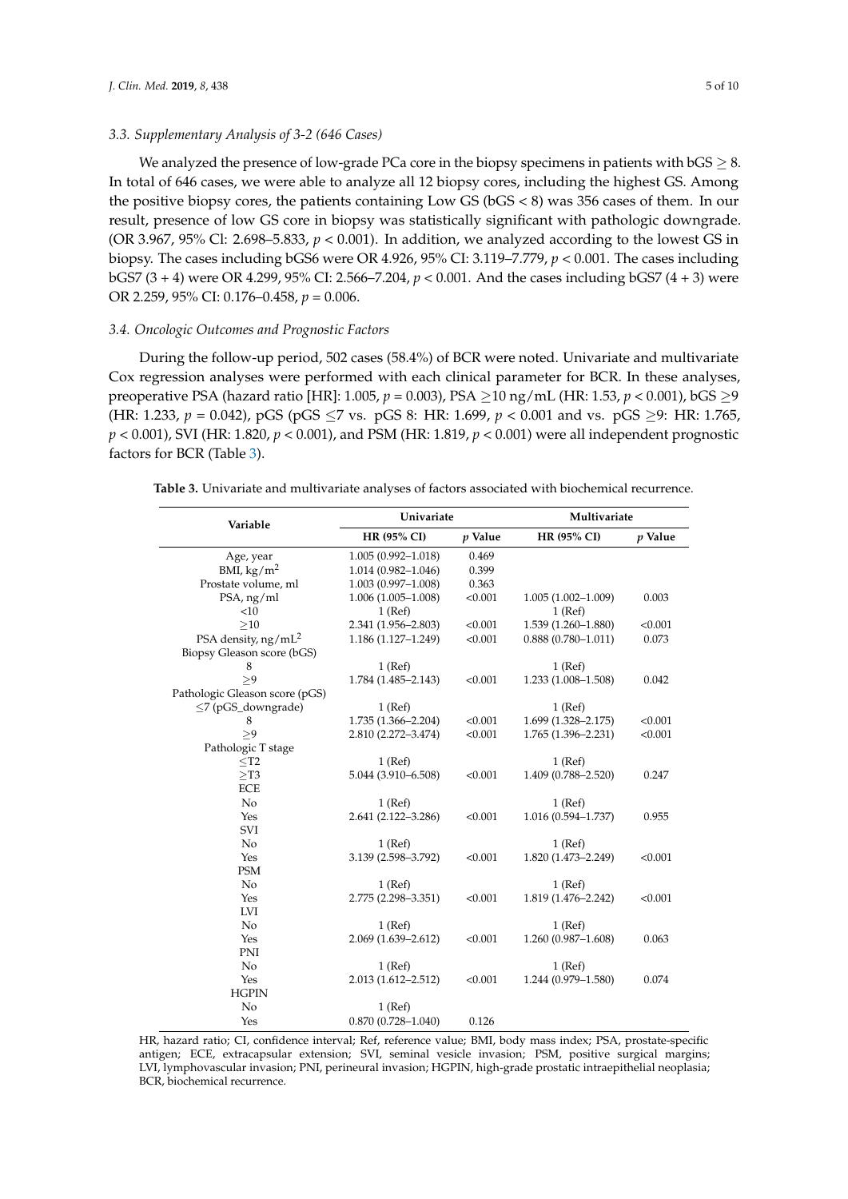### 3.3. Supplementary Analysis of 3-2 (646 Cases)

We analyzed the presence of low-grade PCa core in the biopsy specimens in patients with bGS $\geq$ 8. In total of 646 cases, we were able to analyze all 12 biopsy cores, including the highest GS. Among the positive biopsy cores, the patients containing Low GS (bGS < 8) was 356 cases of them. In our result, presence of low GS core in biopsy was statistically significant with pathologic downgrade. (OR 3.967, 95% Cl: 2.698–5.833, $p < 0.001$). In addition, we analyzed according to the lowest GS in biopsy. The cases including bGS6 were OR 4.926, 95% CI: 3.119–7.779, $p < 0.001$. The cases including bGS7 (3 + 4) were OR 4.299, 95% CI: 2.566–7.204, $p < 0.001$. And the cases including bGS7 (4 + 3) were OR 2.259, 95% CI: 0.176–0.458, $p = 0.006$.

### 3.4. Oncologic Outcomes and Prognostic Factors

During the follow-up period, 502 cases (58.4%) of BCR were noted. Univariate and multivariate Cox regression analyses were performed with each clinical parameter for BCR. In these analyses, preoperative PSA (hazard ratio [HR]: 1.005, $p = 0.003$), PSA $\geq$10 ng/mL (HR: 1.53, $p < 0.001$), bGS $\geq$9 (HR: 1.233, $p = 0.042$), pGS (pGS $\leq$7 vs. pGS 8: HR: 1.699, $p < 0.001$ and vs. pGS $\geq$9: HR: 1.765, $p < 0.001$), SVI (HR: 1.820, $p < 0.001$), and PSM (HR: 1.819, $p < 0.001$) were all independent prognostic factors for BCR (Table 3).

**Table 3.** Univariate and multivariate analyses of factors associated with biochemical recurrence.

| Variable | Univariate | | Multivariate | |
|---|---|---|---|---|
| | HR (95% CI) | *p* Value | HR (95% CI) | *p* Value |
| Age, year | 1.005 (0.992–1.018) | 0.469 | | |
| BMI, kg/m$^2$ | 1.014 (0.982–1.046) | 0.399 | | |
| Prostate volume, ml | 1.003 (0.997–1.008) | 0.363 | | |
| PSA, ng/ml | 1.006 (1.005–1.008) | <0.001 | 1.005 (1.002–1.009) | 0.003 |
| <10 | 1 (Ref) | | 1 (Ref) | |
| ≥10 | 2.341 (1.956–2.803) | <0.001 | 1.539 (1.260–1.880) | <0.001 |
| PSA density, ng/mL$^2$ | 1.186 (1.127–1.249) | <0.001 | 0.888 (0.780–1.011) | 0.073 |
| Biopsy Gleason score (bGS) | | | | |
| 8 | 1 (Ref) | | 1 (Ref) | |
| ≥9 | 1.784 (1.485–2.143) | <0.001 | 1.233 (1.008–1.508) | 0.042 |
| Pathologic Gleason score (pGS) | | | | |
| ≤7 (pGS_downgrade) | 1 (Ref) | | 1 (Ref) | |
| 8 | 1.735 (1.366–2.204) | <0.001 | 1.699 (1.328–2.175) | <0.001 |
| ≥9 | 2.810 (2.272–3.474) | <0.001 | 1.765 (1.396–2.231) | <0.001 |
| Pathologic T stage | | | | |
| ≤T2 | 1 (Ref) | | 1 (Ref) | |
| ≥T3 | 5.044 (3.910–6.508) | <0.001 | 1.409 (0.788–2.520) | 0.247 |
| ECE | | | | |
| No | 1 (Ref) | | 1 (Ref) | |
| Yes | 2.641 (2.122–3.286) | <0.001 | 1.016 (0.594–1.737) | 0.955 |
| SVI | | | | |
| No | 1 (Ref) | | 1 (Ref) | |
| Yes | 3.139 (2.598–3.792) | <0.001 | 1.820 (1.473–2.249) | <0.001 |
| PSM | | | | |
| No | 1 (Ref) | | 1 (Ref) | |
| Yes | 2.775 (2.298–3.351) | <0.001 | 1.819 (1.476–2.242) | <0.001 |
| LVI | | | | |
| No | 1 (Ref) | | 1 (Ref) | |
| Yes | 2.069 (1.639–2.612) | <0.001 | 1.260 (0.987–1.608) | 0.063 |
| PNI | | | | |
| No | 1 (Ref) | | 1 (Ref) | |
| Yes | 2.013 (1.612–2.512) | <0.001 | 1.244 (0.979–1.580) | 0.074 |
| HGPIN | | | | |
| No | 1 (Ref) | | | |
| Yes | 0.870 (0.728–1.040) | 0.126 | | |

HR, hazard ratio; CI, confidence interval; Ref, reference value; BMI, body mass index; PSA, prostate-specific antigen; ECE, extracapsular extension; SVI, seminal vesicle invasion; PSM, positive surgical margins; LVI, lymphovascular invasion; PNI, perineural invasion; HGPIN, high-grade prostatic intraepithelial neoplasia; BCR, biochemical recurrence.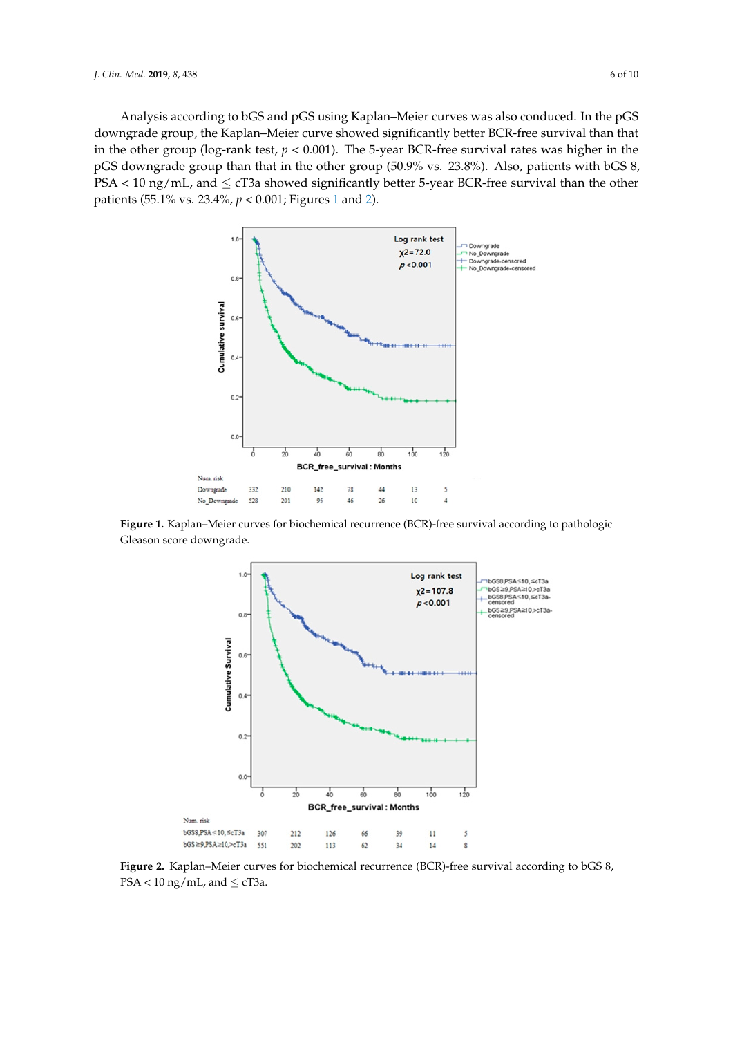Analysis according to bGS and pGS using Kaplan–Meier curves was also conduced. In the pGS downgrade group, the Kaplan–Meier curve showed significantly better BCR-free survival than that in the other group (log-rank test, $p < 0.001$). The 5-year BCR-free survival rates was higher in the pGS downgrade group than that in the other group (50.9% vs. 23.8%). Also, patients with bGS 8, PSA < 10 ng/mL, and ≤ cT3a showed significantly better 5-year BCR-free survival than the other patients (55.1% vs. 23.4%, $p < 0.001$; Figures 1 and 2).

**Figure 1.** Kaplan–Meier curves for biochemical recurrence (BCR)-free survival according to pathologic Gleason score downgrade.

**Figure 2.** Kaplan–Meier curves for biochemical recurrence (BCR)-free survival according to bGS 8, PSA < 10 ng/mL, and ≤ cT3a.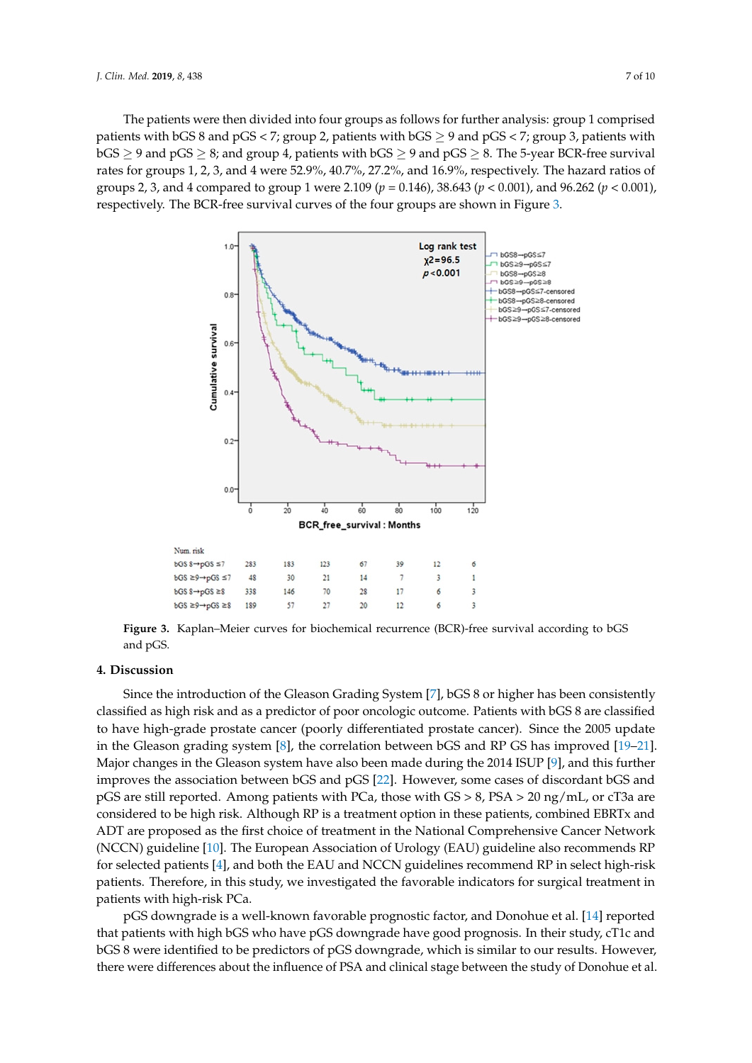The patients were then divided into four groups as follows for further analysis: group 1 comprised patients with bGS 8 and pGS < 7; group 2, patients with bGS ≥ 9 and pGS < 7; group 3, patients with bGS ≥ 9 and pGS ≥ 8; and group 4, patients with bGS ≥ 9 and pGS ≥ 8. The 5-year BCR-free survival rates for groups 1, 2, 3, and 4 were 52.9%, 40.7%, 27.2%, and 16.9%, respectively. The hazard ratios of groups 2, 3, and 4 compared to group 1 were 2.109 ($p$ = 0.146), 38.643 ($p$ < 0.001), and 96.262 ($p$ < 0.001), respectively. The BCR-free survival curves of the four groups are shown in Figure 3.

**Figure 3.** Kaplan–Meier curves for biochemical recurrence (BCR)-free survival according to bGS and pGS.

## 4. Discussion

Since the introduction of the Gleason Grading System [7], bGS 8 or higher has been consistently classified as high risk and as a predictor of poor oncologic outcome. Patients with bGS 8 are classified to have high-grade prostate cancer (poorly differentiated prostate cancer). Since the 2005 update in the Gleason grading system [8], the correlation between bGS and RP GS has improved [19–21]. Major changes in the Gleason system have also been made during the 2014 ISUP [9], and this further improves the association between bGS and pGS [22]. However, some cases of discordant bGS and pGS are still reported. Among patients with PCa, those with GS > 8, PSA > 20 ng/mL, or cT3a are considered to be high risk. Although RP is a treatment option in these patients, combined EBRTx and ADT are proposed as the first choice of treatment in the National Comprehensive Cancer Network (NCCN) guideline [10]. The European Association of Urology (EAU) guideline also recommends RP for selected patients [4], and both the EAU and NCCN guidelines recommend RP in select high-risk patients. Therefore, in this study, we investigated the favorable indicators for surgical treatment in patients with high-risk PCa.

pGS downgrade is a well-known favorable prognostic factor, and Donohue et al. [14] reported that patients with high bGS who have pGS downgrade have good prognosis. In their study, cT1c and bGS 8 were identified to be predictors of pGS downgrade, which is similar to our results. However, there were differences about the influence of PSA and clinical stage between the study of Donohue et al.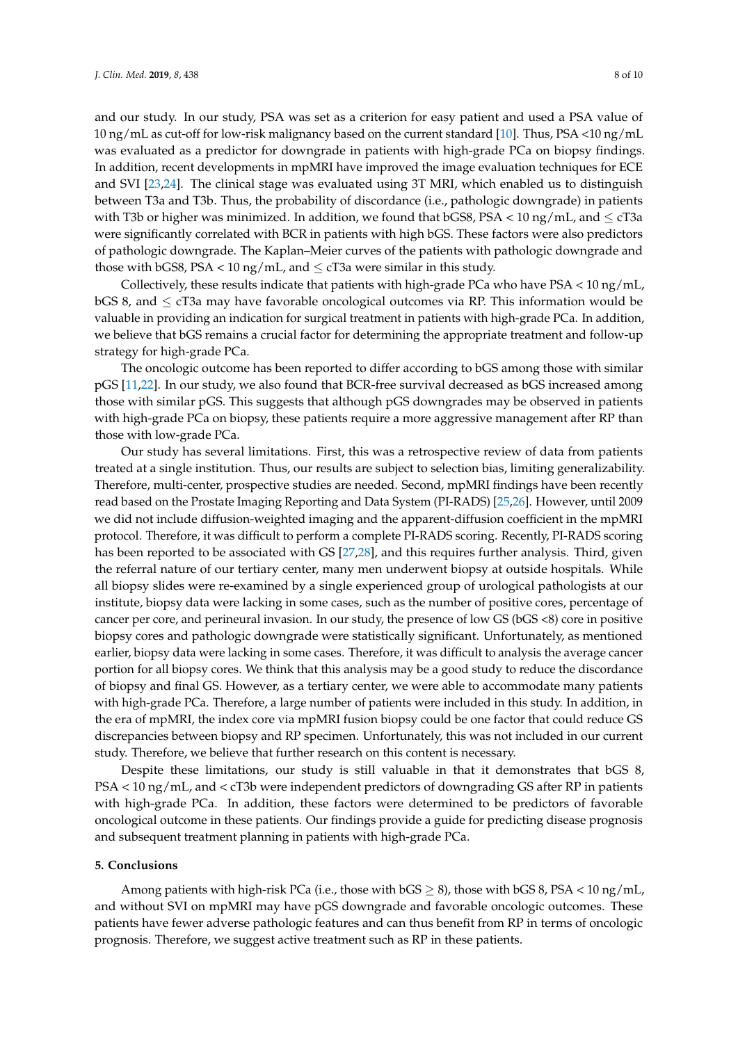and our study. In our study, PSA was set as a criterion for easy patient and used a PSA value of 10 ng/mL as cut-off for low-risk malignancy based on the current standard [10]. Thus, PSA <10 ng/mL was evaluated as a predictor for downgrade in patients with high-grade PCa on biopsy findings. In addition, recent developments in mpMRI have improved the image evaluation techniques for ECE and SVI [23,24]. The clinical stage was evaluated using 3T MRI, which enabled us to distinguish between T3a and T3b. Thus, the probability of discordance (i.e., pathologic downgrade) in patients with T3b or higher was minimized. In addition, we found that bGS8, PSA < 10 ng/mL, and ≤ cT3a were significantly correlated with BCR in patients with high bGS. These factors were also predictors of pathologic downgrade. The Kaplan–Meier curves of the patients with pathologic downgrade and those with bGS8, PSA < 10 ng/mL, and ≤ cT3a were similar in this study.

Collectively, these results indicate that patients with high-grade PCa who have PSA < 10 ng/mL, bGS 8, and ≤ cT3a may have favorable oncological outcomes via RP. This information would be valuable in providing an indication for surgical treatment in patients with high-grade PCa. In addition, we believe that bGS remains a crucial factor for determining the appropriate treatment and follow-up strategy for high-grade PCa.

The oncologic outcome has been reported to differ according to bGS among those with similar pGS [11,22]. In our study, we also found that BCR-free survival decreased as bGS increased among those with similar pGS. This suggests that although pGS downgrades may be observed in patients with high-grade PCa on biopsy, these patients require a more aggressive management after RP than those with low-grade PCa.

Our study has several limitations. First, this was a retrospective review of data from patients treated at a single institution. Thus, our results are subject to selection bias, limiting generalizability. Therefore, multi-center, prospective studies are needed. Second, mpMRI findings have been recently read based on the Prostate Imaging Reporting and Data System (PI-RADS) [25,26]. However, until 2009 we did not include diffusion-weighted imaging and the apparent-diffusion coefficient in the mpMRI protocol. Therefore, it was difficult to perform a complete PI-RADS scoring. Recently, PI-RADS scoring has been reported to be associated with GS [27,28], and this requires further analysis. Third, given the referral nature of our tertiary center, many men underwent biopsy at outside hospitals. While all biopsy slides were re-examined by a single experienced group of urological pathologists at our institute, biopsy data were lacking in some cases, such as the number of positive cores, percentage of cancer per core, and perineural invasion. In our study, the presence of low GS (bGS <8) core in positive biopsy cores and pathologic downgrade were statistically significant. Unfortunately, as mentioned earlier, biopsy data were lacking in some cases. Therefore, it was difficult to analysis the average cancer portion for all biopsy cores. We think that this analysis may be a good study to reduce the discordance of biopsy and final GS. However, as a tertiary center, we were able to accommodate many patients with high-grade PCa. Therefore, a large number of patients were included in this study. In addition, in the era of mpMRI, the index core via mpMRI fusion biopsy could be one factor that could reduce GS discrepancies between biopsy and RP specimen. Unfortunately, this was not included in our current study. Therefore, we believe that further research on this content is necessary.

Despite these limitations, our study is still valuable in that it demonstrates that bGS 8, PSA < 10 ng/mL, and < cT3b were independent predictors of downgrading GS after RP in patients with high-grade PCa. In addition, these factors were determined to be predictors of favorable oncological outcome in these patients. Our findings provide a guide for predicting disease prognosis and subsequent treatment planning in patients with high-grade PCa.

## 5. Conclusions

Among patients with high-risk PCa (i.e., those with bGS ≥ 8), those with bGS 8, PSA < 10 ng/mL, and without SVI on mpMRI may have pGS downgrade and favorable oncologic outcomes. These patients have fewer adverse pathologic features and can thus benefit from RP in terms of oncologic prognosis. Therefore, we suggest active treatment such as RP in these patients.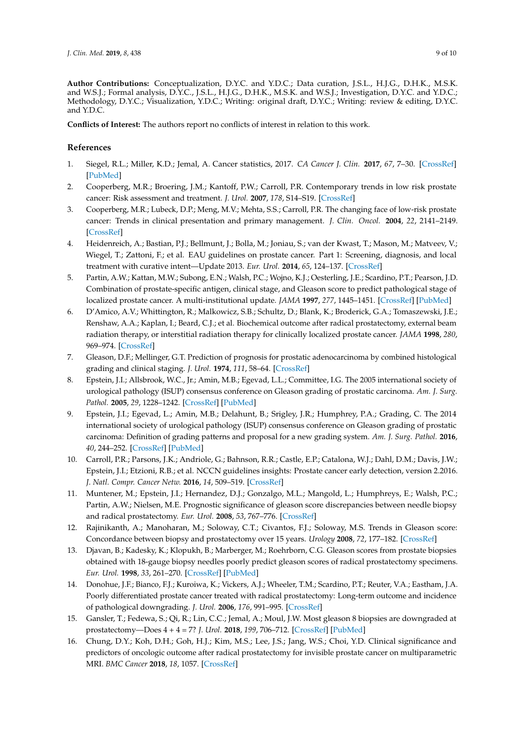**Author Contributions:** Conceptualization, D.Y.C. and Y.D.C.; Data curation, J.S.L., H.J.G., D.H.K., M.S.K. and W.S.J.; Formal analysis, D.Y.C., J.S.L., H.J.G., D.H.K., M.S.K. and W.S.J.; Investigation, D.Y.C. and Y.D.C.; Methodology, D.Y.C.; Visualization, Y.D.C.; Writing: original draft, D.Y.C.; Writing: review & editing, D.Y.C. and Y.D.C.

**Conflicts of Interest:** The authors report no conflicts of interest in relation to this work.

## References

1. Siegel, R.L.; Miller, K.D.; Jemal, A. Cancer statistics, 2017. *CA Cancer J. Clin.* **2017**, *67*, 7–30. [CrossRef] [PubMed]
2. Cooperberg, M.R.; Broering, J.M.; Kantoff, P.W.; Carroll, P.R. Contemporary trends in low risk prostate cancer: Risk assessment and treatment. *J. Urol.* **2007**, *178*, S14–S19. [CrossRef]
3. Cooperberg, M.R.; Lubeck, D.P.; Meng, M.V.; Mehta, S.S.; Carroll, P.R. The changing face of low-risk prostate cancer: Trends in clinical presentation and primary management. *J. Clin. Oncol.* **2004**, *22*, 2141–2149. [CrossRef]
4. Heidenreich, A.; Bastian, P.J.; Bellmunt, J.; Bolla, M.; Joniau, S.; van der Kwast, T.; Mason, M.; Matveev, V.; Wiegel, T.; Zattoni, F.; et al. EAU guidelines on prostate cancer. Part 1: Screening, diagnosis, and local treatment with curative intent—Update 2013. *Eur. Urol.* **2014**, *65*, 124–137. [CrossRef]
5. Partin, A.W.; Kattan, M.W.; Subong, E.N.; Walsh, P.C.; Wojno, K.J.; Oesterling, J.E.; Scardino, P.T.; Pearson, J.D. Combination of prostate-specific antigen, clinical stage, and Gleason score to predict pathological stage of localized prostate cancer. A multi-institutional update. *JAMA* **1997**, *277*, 1445–1451. [CrossRef] [PubMed]
6. D'Amico, A.V.; Whittington, R.; Malkowicz, S.B.; Schultz, D.; Blank, K.; Broderick, G.A.; Tomaszewski, J.E.; Renshaw, A.A.; Kaplan, I.; Beard, C.J.; et al. Biochemical outcome after radical prostatectomy, external beam radiation therapy, or interstitial radiation therapy for clinically localized prostate cancer. *JAMA* **1998**, *280*, 969–974. [CrossRef]
7. Gleason, D.F.; Mellinger, G.T. Prediction of prognosis for prostatic adenocarcinoma by combined histological grading and clinical staging. *J. Urol.* **1974**, *111*, 58–64. [CrossRef]
8. Epstein, J.I.; Allsbrook, W.C., Jr.; Amin, M.B.; Egevad, L.L.; Committee, I.G. The 2005 international society of urological pathology (ISUP) consensus conference on Gleason grading of prostatic carcinoma. *Am. J. Surg. Pathol.* **2005**, *29*, 1228–1242. [CrossRef] [PubMed]
9. Epstein, J.I.; Egevad, L.; Amin, M.B.; Delahunt, B.; Srigley, J.R.; Humphrey, P.A.; Grading, C. The 2014 international society of urological pathology (ISUP) consensus conference on Gleason grading of prostatic carcinoma: Definition of grading patterns and proposal for a new grading system. *Am. J. Surg. Pathol.* **2016**, *40*, 244–252. [CrossRef] [PubMed]
10. Carroll, P.R.; Parsons, J.K.; Andriole, G.; Bahnson, R.R.; Castle, E.P.; Catalona, W.J.; Dahl, D.M.; Davis, J.W.; Epstein, J.I.; Etzioni, R.B.; et al. NCCN guidelines insights: Prostate cancer early detection, version 2.2016. *J. Natl. Compr. Cancer Netw.* **2016**, *14*, 509–519. [CrossRef]
11. Muntener, M.; Epstein, J.I.; Hernandez, D.J.; Gonzalgo, M.L.; Mangold, L.; Humphreys, E.; Walsh, P.C.; Partin, A.W.; Nielsen, M.E. Prognostic significance of gleason score discrepancies between needle biopsy and radical prostatectomy. *Eur. Urol.* **2008**, *53*, 767–776. [CrossRef]
12. Rajinikanth, A.; Manoharan, M.; Soloway, C.T.; Civantos, F.J.; Soloway, M.S. Trends in Gleason score: Concordance between biopsy and prostatectomy over 15 years. *Urology* **2008**, *72*, 177–182. [CrossRef]
13. Djavan, B.; Kadesky, K.; Klopukh, B.; Marberger, M.; Roehrborn, C.G. Gleason scores from prostate biopsies obtained with 18-gauge biopsy needles poorly predict gleason scores of radical prostatectomy specimens. *Eur. Urol.* **1998**, *33*, 261–270. [CrossRef] [PubMed]
14. Donohue, J.F.; Bianco, F.J.; Kuroiwa, K.; Vickers, A.J.; Wheeler, T.M.; Scardino, P.T.; Reuter, V.A.; Eastham, J.A. Poorly differentiated prostate cancer treated with radical prostatectomy: Long-term outcome and incidence of pathological downgrading. *J. Urol.* **2006**, *176*, 991–995. [CrossRef]
15. Gansler, T.; Fedewa, S.; Qi, R.; Lin, C.C.; Jemal, A.; Moul, J.W. Most gleason 8 biopsies are downgraded at prostatectomy—Does 4 + 4 = 7? *J. Urol.* **2018**, *199*, 706–712. [CrossRef] [PubMed]
16. Chung, D.Y.; Koh, D.H.; Goh, H.J.; Kim, M.S.; Lee, J.S.; Jang, W.S.; Choi, Y.D. Clinical significance and predictors of oncologic outcome after radical prostatectomy for invisible prostate cancer on multiparametric MRI. *BMC Cancer* **2018**, *18*, 1057. [CrossRef]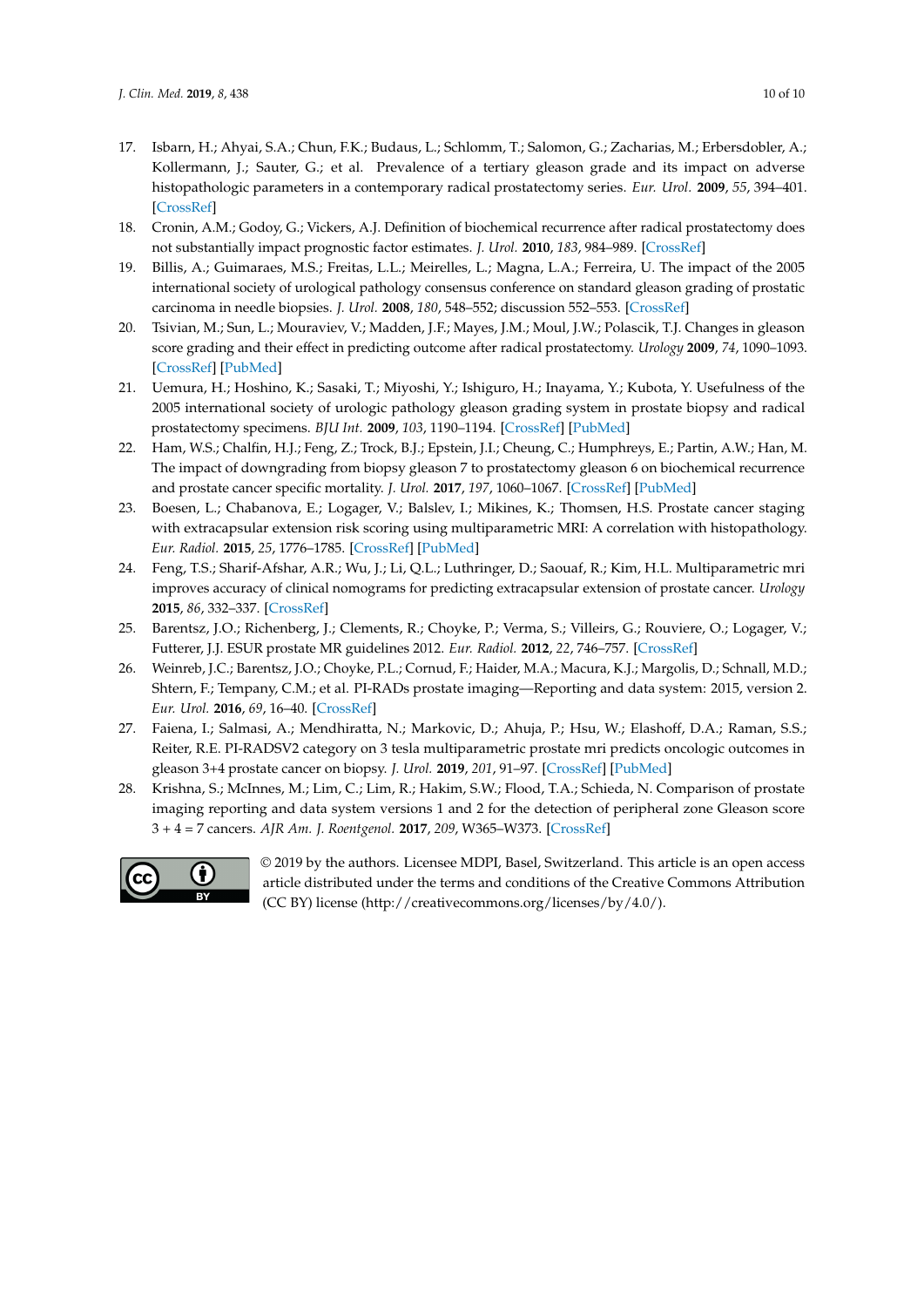17. Isbarn, H.; Ahyai, S.A.; Chun, F.K.; Budaus, L.; Schlomm, T.; Salomon, G.; Zacharias, M.; Erbersdobler, A.; Kollermann, J.; Sauter, G.; et al. Prevalence of a tertiary gleason grade and its impact on adverse histopathologic parameters in a contemporary radical prostatectomy series. *Eur. Urol.* **2009**, *55*, 394–401. [CrossRef]
18. Cronin, A.M.; Godoy, G.; Vickers, A.J. Definition of biochemical recurrence after radical prostatectomy does not substantially impact prognostic factor estimates. *J. Urol.* **2010**, *183*, 984–989. [CrossRef]
19. Billis, A.; Guimaraes, M.S.; Freitas, L.L.; Meirelles, L.; Magna, L.A.; Ferreira, U. The impact of the 2005 international society of urological pathology consensus conference on standard gleason grading of prostatic carcinoma in needle biopsies. *J. Urol.* **2008**, *180*, 548–552; discussion 552–553. [CrossRef]
20. Tsivian, M.; Sun, L.; Mouraviev, V.; Madden, J.F.; Mayes, J.M.; Moul, J.W.; Polascik, T.J. Changes in gleason score grading and their effect in predicting outcome after radical prostatectomy. *Urology* **2009**, *74*, 1090–1093. [CrossRef] [PubMed]
21. Uemura, H.; Hoshino, K.; Sasaki, T.; Miyoshi, Y.; Ishiguro, H.; Inayama, Y.; Kubota, Y. Usefulness of the 2005 international society of urologic pathology gleason grading system in prostate biopsy and radical prostatectomy specimens. *BJU Int.* **2009**, *103*, 1190–1194. [CrossRef] [PubMed]
22. Ham, W.S.; Chalfin, H.J.; Feng, Z.; Trock, B.J.; Epstein, J.I.; Cheung, C.; Humphreys, E.; Partin, A.W.; Han, M. The impact of downgrading from biopsy gleason 7 to prostatectomy gleason 6 on biochemical recurrence and prostate cancer specific mortality. *J. Urol.* **2017**, *197*, 1060–1067. [CrossRef] [PubMed]
23. Boesen, L.; Chabanova, E.; Logager, V.; Balslev, I.; Mikines, K.; Thomsen, H.S. Prostate cancer staging with extracapsular extension risk scoring using multiparametric MRI: A correlation with histopathology. *Eur. Radiol.* **2015**, *25*, 1776–1785. [CrossRef] [PubMed]
24. Feng, T.S.; Sharif-Afshar, A.R.; Wu, J.; Li, Q.L.; Luthringer, D.; Saouaf, R.; Kim, H.L. Multiparametric mri improves accuracy of clinical nomograms for predicting extracapsular extension of prostate cancer. *Urology* **2015**, *86*, 332–337. [CrossRef]
25. Barentsz, J.O.; Richenberg, J.; Clements, R.; Choyke, P.; Verma, S.; Villeirs, G.; Rouviere, O.; Logager, V.; Futterer, J.J. ESUR prostate MR guidelines 2012. *Eur. Radiol.* **2012**, *22*, 746–757. [CrossRef]
26. Weinreb, J.C.; Barentsz, J.O.; Choyke, P.L.; Cornud, F.; Haider, M.A.; Macura, K.J.; Margolis, D.; Schnall, M.D.; Shtern, F.; Tempany, C.M.; et al. PI-RADs prostate imaging—Reporting and data system: 2015, version 2. *Eur. Urol.* **2016**, *69*, 16–40. [CrossRef]
27. Faiena, I.; Salmasi, A.; Mendhiratta, N.; Markovic, D.; Ahuja, P.; Hsu, W.; Elashoff, D.A.; Raman, S.S.; Reiter, R.E. PI-RADSV2 category on 3 tesla multiparametric prostate mri predicts oncologic outcomes in gleason 3+4 prostate cancer on biopsy. *J. Urol.* **2019**, *201*, 91–97. [CrossRef] [PubMed]
28. Krishna, S.; McInnes, M.; Lim, C.; Lim, R.; Hakim, S.W.; Flood, T.A.; Schieda, N. Comparison of prostate imaging reporting and data system versions 1 and 2 for the detection of peripheral zone Gleason score 3 + 4 = 7 cancers. *AJR Am. J. Roentgenol.* **2017**, *209*, W365–W373. [CrossRef]

© 2019 by the authors. Licensee MDPI, Basel, Switzerland. This article is an open access article distributed under the terms and conditions of the Creative Commons Attribution (CC BY) license (http://creativecommons.org/licenses/by/4.0/).